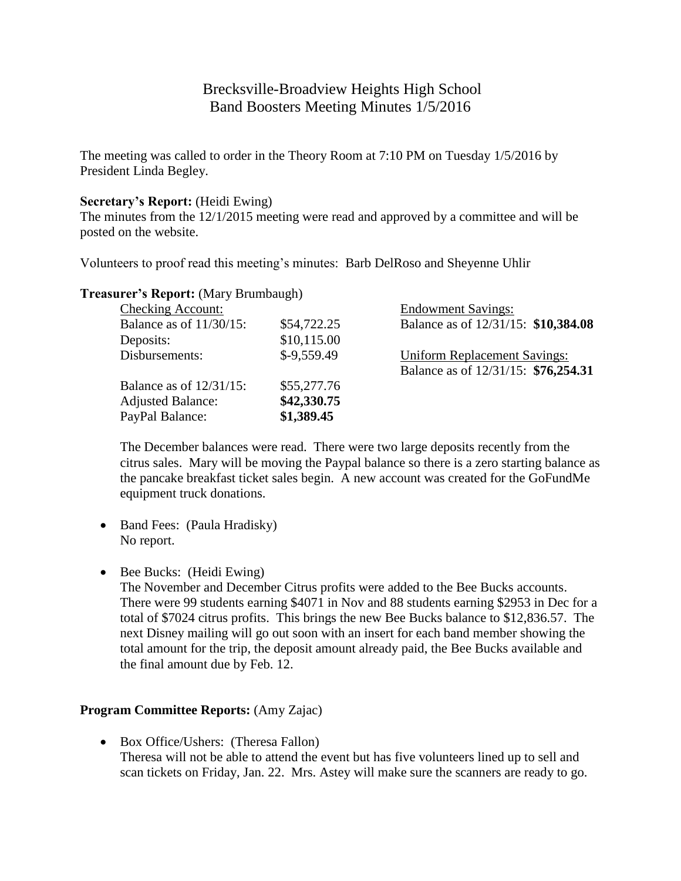# Brecksville-Broadview Heights High School
## Band Boosters Meeting Minutes 1/5/2016

The meeting was called to order in the Theory Room at 7:10 PM on Tuesday 1/5/2016 by President Linda Begley.

**Secretary's Report:** (Heidi Ewing)
The minutes from the 12/1/2015 meeting were read and approved by a committee and will be posted on the website.

Volunteers to proof read this meeting's minutes: Barb DelRoso and Sheyenne Uhlir

**Treasurer's Report:** (Mary Brumbaugh)

| Checking Account: | |
|---|---|
| Balance as of 11/30/15: | $54,722.25 |
| Deposits: | $10,115.00 |
| Disbursements: | $-9,559.49 |
| Balance as of 12/31/15: | $55,277.76 |
| Adjusted Balance: | **$42,330.75** |
| PayPal Balance: | **$1,389.45** |

Endowment Savings:
Balance as of 12/31/15: **$10,384.08**

Uniform Replacement Savings:
Balance as of 12/31/15: **$76,254.31**

The December balances were read. There were two large deposits recently from the citrus sales. Mary will be moving the Paypal balance so there is a zero starting balance as the pancake breakfast ticket sales begin. A new account was created for the GoFundMe equipment truck donations.

- Band Fees: (Paula Hradisky)
  No report.
- Bee Bucks: (Heidi Ewing)
  The November and December Citrus profits were added to the Bee Bucks accounts. There were 99 students earning $4071 in Nov and 88 students earning $2953 in Dec for a total of $7024 citrus profits. This brings the new Bee Bucks balance to $12,836.57. The next Disney mailing will go out soon with an insert for each band member showing the total amount for the trip, the deposit amount already paid, the Bee Bucks available and the final amount due by Feb. 12.

**Program Committee Reports:** (Amy Zajac)

- Box Office/Ushers: (Theresa Fallon)
  Theresa will not be able to attend the event but has five volunteers lined up to sell and scan tickets on Friday, Jan. 22. Mrs. Astey will make sure the scanners are ready to go.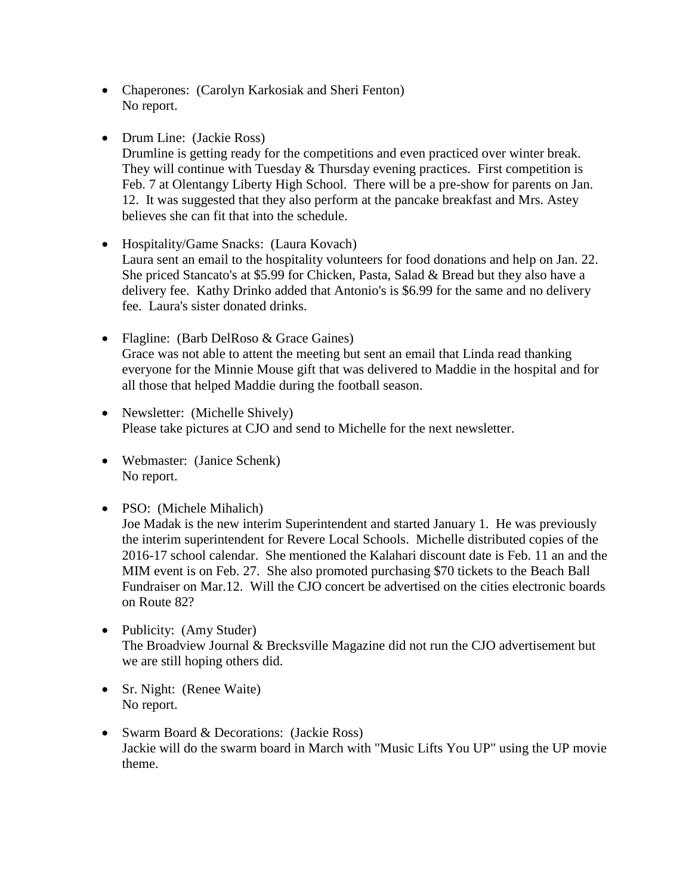- Chaperones: (Carolyn Karkosiak and Sheri Fenton)
  No report.

- Drum Line: (Jackie Ross)
  Drumline is getting ready for the competitions and even practiced over winter break. They will continue with Tuesday & Thursday evening practices. First competition is Feb. 7 at Olentangy Liberty High School. There will be a pre-show for parents on Jan. 12. It was suggested that they also perform at the pancake breakfast and Mrs. Astey believes she can fit that into the schedule.

- Hospitality/Game Snacks: (Laura Kovach)
  Laura sent an email to the hospitality volunteers for food donations and help on Jan. 22. She priced Stancato's at $5.99 for Chicken, Pasta, Salad & Bread but they also have a delivery fee. Kathy Drinko added that Antonio's is $6.99 for the same and no delivery fee. Laura's sister donated drinks.

- Flagline: (Barb DelRoso & Grace Gaines)
  Grace was not able to attent the meeting but sent an email that Linda read thanking everyone for the Minnie Mouse gift that was delivered to Maddie in the hospital and for all those that helped Maddie during the football season.

- Newsletter: (Michelle Shively)
  Please take pictures at CJO and send to Michelle for the next newsletter.

- Webmaster: (Janice Schenk)
  No report.

- PSO: (Michele Mihalich)
  Joe Madak is the new interim Superintendent and started January 1. He was previously the interim superintendent for Revere Local Schools. Michelle distributed copies of the 2016-17 school calendar. She mentioned the Kalahari discount date is Feb. 11 an and the MIM event is on Feb. 27. She also promoted purchasing $70 tickets to the Beach Ball Fundraiser on Mar.12. Will the CJO concert be advertised on the cities electronic boards on Route 82?

- Publicity: (Amy Studer)
  The Broadview Journal & Brecksville Magazine did not run the CJO advertisement but we are still hoping others did.

- Sr. Night: (Renee Waite)
  No report.

- Swarm Board & Decorations: (Jackie Ross)
  Jackie will do the swarm board in March with "Music Lifts You UP" using the UP movie theme.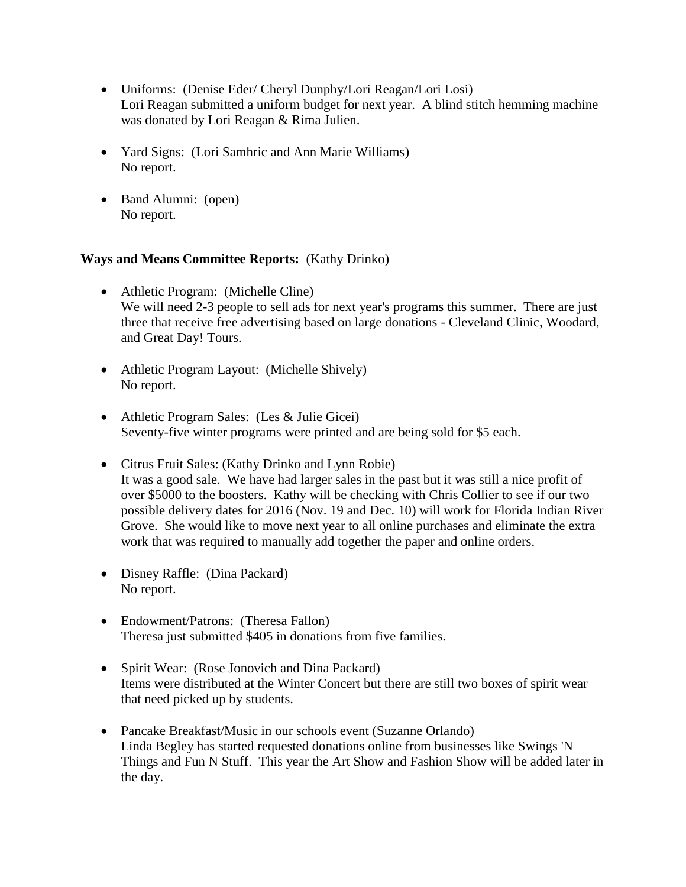- Uniforms: (Denise Eder/ Cheryl Dunphy/Lori Reagan/Lori Losi)
  Lori Reagan submitted a uniform budget for next year. A blind stitch hemming machine was donated by Lori Reagan & Rima Julien.

- Yard Signs: (Lori Samhric and Ann Marie Williams)
  No report.

- Band Alumni: (open)
  No report.

**Ways and Means Committee Reports:** (Kathy Drinko)

- Athletic Program: (Michelle Cline)
  We will need 2-3 people to sell ads for next year's programs this summer. There are just three that receive free advertising based on large donations - Cleveland Clinic, Woodard, and Great Day! Tours.

- Athletic Program Layout: (Michelle Shively)
  No report.

- Athletic Program Sales: (Les & Julie Gicei)
  Seventy-five winter programs were printed and are being sold for $5 each.

- Citrus Fruit Sales: (Kathy Drinko and Lynn Robie)
  It was a good sale. We have had larger sales in the past but it was still a nice profit of over $5000 to the boosters. Kathy will be checking with Chris Collier to see if our two possible delivery dates for 2016 (Nov. 19 and Dec. 10) will work for Florida Indian River Grove. She would like to move next year to all online purchases and eliminate the extra work that was required to manually add together the paper and online orders.

- Disney Raffle: (Dina Packard)
  No report.

- Endowment/Patrons: (Theresa Fallon)
  Theresa just submitted $405 in donations from five families.

- Spirit Wear: (Rose Jonovich and Dina Packard)
  Items were distributed at the Winter Concert but there are still two boxes of spirit wear that need picked up by students.

- Pancake Breakfast/Music in our schools event (Suzanne Orlando)
  Linda Begley has started requested donations online from businesses like Swings 'N Things and Fun N Stuff. This year the Art Show and Fashion Show will be added later in the day.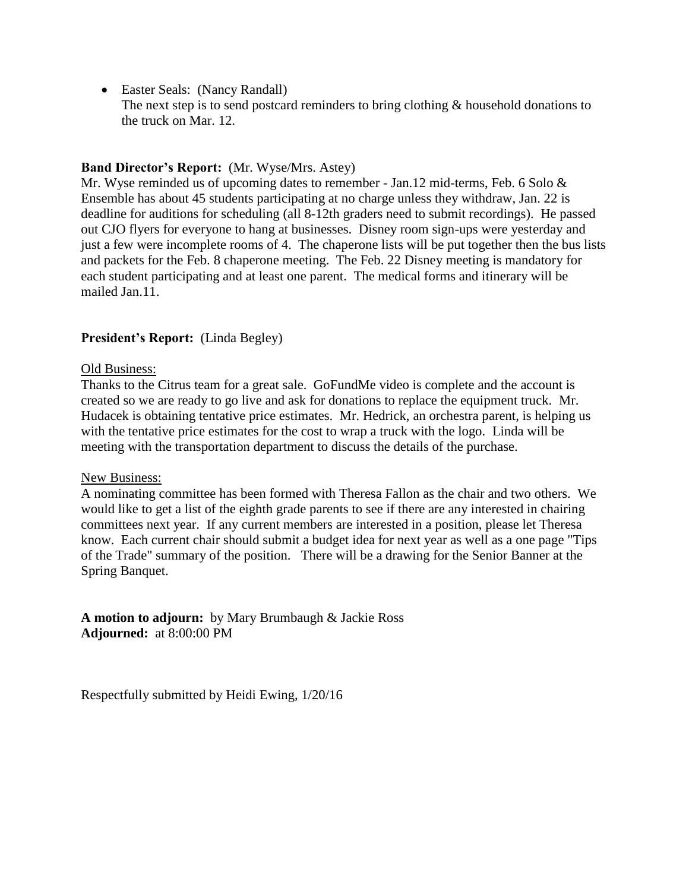- Easter Seals: (Nancy Randall)
  The next step is to send postcard reminders to bring clothing & household donations to the truck on Mar. 12.

**Band Director's Report:** (Mr. Wyse/Mrs. Astey)
Mr. Wyse reminded us of upcoming dates to remember - Jan.12 mid-terms, Feb. 6 Solo & Ensemble has about 45 students participating at no charge unless they withdraw, Jan. 22 is deadline for auditions for scheduling (all 8-12th graders need to submit recordings). He passed out CJO flyers for everyone to hang at businesses. Disney room sign-ups were yesterday and just a few were incomplete rooms of 4. The chaperone lists will be put together then the bus lists and packets for the Feb. 8 chaperone meeting. The Feb. 22 Disney meeting is mandatory for each student participating and at least one parent. The medical forms and itinerary will be mailed Jan.11.

**President's Report:** (Linda Begley)

<u>Old Business:</u>
Thanks to the Citrus team for a great sale. GoFundMe video is complete and the account is created so we are ready to go live and ask for donations to replace the equipment truck. Mr. Hudacek is obtaining tentative price estimates. Mr. Hedrick, an orchestra parent, is helping us with the tentative price estimates for the cost to wrap a truck with the logo. Linda will be meeting with the transportation department to discuss the details of the purchase.

<u>New Business:</u>
A nominating committee has been formed with Theresa Fallon as the chair and two others. We would like to get a list of the eighth grade parents to see if there are any interested in chairing committees next year. If any current members are interested in a position, please let Theresa know. Each current chair should submit a budget idea for next year as well as a one page "Tips of the Trade" summary of the position. There will be a drawing for the Senior Banner at the Spring Banquet.

**A motion to adjourn:** by Mary Brumbaugh & Jackie Ross
**Adjourned:** at 8:00:00 PM

Respectfully submitted by Heidi Ewing, 1/20/16